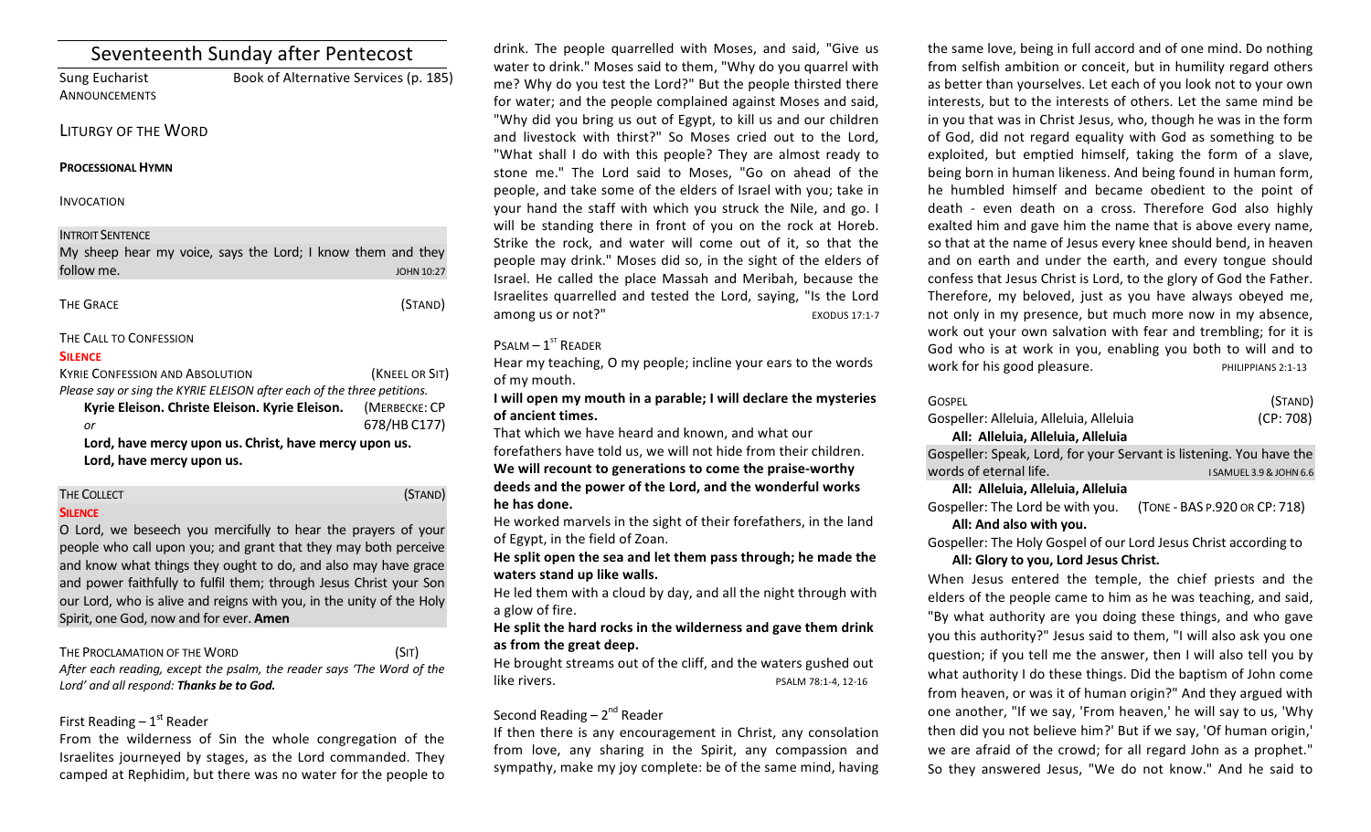# Seventeenth Sunday after Pentecost

Sung Eucharist — Book of Alternative Services (p. 185)

ANNOUNCEMENTS

## LITURGY OF THE WORD

**PROCESSIONAL HYMN**

INVOCATION

INTROIT SENTENCE

My sheep hear my voice, says the Lord; I know them and they follow me. — JOHN 10:27

THE GRACE (STAND)

THE CALL TO CONFESSION

**SILENCE**

KYRIE CONFESSION AND ABSOLUTION (KNEEL OR SIT)

*Please say or sing the KYRIE ELEISON after each of the three petitions.*

**Kyrie Eleison. Christe Eleison. Kyrie Eleison.** (MERBECKE: CP 678/HB C177)

*or*

**Lord, have mercy upon us. Christ, have mercy upon us. Lord, have mercy upon us.**

THE COLLECT (STAND)

**SILENCE**

O Lord, we beseech you mercifully to hear the prayers of your people who call upon you; and grant that they may both perceive and know what things they ought to do, and also may have grace and power faithfully to fulfil them; through Jesus Christ your Son our Lord, who is alive and reigns with you, in the unity of the Holy Spirit, one God, now and for ever. **Amen**

THE PROCLAMATION OF THE WORD (SIT)

*After each reading, except the psalm, the reader says 'The Word of the Lord' and all respond: **Thanks be to God.***

First Reading – 1st Reader

From the wilderness of Sin the whole congregation of the Israelites journeyed by stages, as the Lord commanded. They camped at Rephidim, but there was no water for the people to drink. The people quarrelled with Moses, and said, "Give us water to drink." Moses said to them, "Why do you quarrel with me? Why do you test the Lord?" But the people thirsted there for water; and the people complained against Moses and said, "Why did you bring us out of Egypt, to kill us and our children and livestock with thirst?" So Moses cried out to the Lord, "What shall I do with this people? They are almost ready to stone me." The Lord said to Moses, "Go on ahead of the people, and take some of the elders of Israel with you; take in your hand the staff with which you struck the Nile, and go. I will be standing there in front of you on the rock at Horeb. Strike the rock, and water will come out of it, so that the people may drink." Moses did so, in the sight of the elders of Israel. He called the place Massah and Meribah, because the Israelites quarrelled and tested the Lord, saying, "Is the Lord among us or not?" — EXODUS 17:1-7

PSALM – 1st READER

Hear my teaching, O my people; incline your ears to the words of my mouth.

**I will open my mouth in a parable; I will declare the mysteries of ancient times.**

That which we have heard and known, and what our forefathers have told us, we will not hide from their children.

**We will recount to generations to come the praise-worthy deeds and the power of the Lord, and the wonderful works he has done.**

He worked marvels in the sight of their forefathers, in the land of Egypt, in the field of Zoan.

**He split open the sea and let them pass through; he made the waters stand up like walls.**

He led them with a cloud by day, and all the night through with a glow of fire.

**He split the hard rocks in the wilderness and gave them drink as from the great deep.**

He brought streams out of the cliff, and the waters gushed out like rivers. — PSALM 78:1-4, 12-16

Second Reading – 2nd Reader

If then there is any encouragement in Christ, any consolation from love, any sharing in the Spirit, any compassion and sympathy, make my joy complete: be of the same mind, having the same love, being in full accord and of one mind. Do nothing from selfish ambition or conceit, but in humility regard others as better than yourselves. Let each of you look not to your own interests, but to the interests of others. Let the same mind be in you that was in Christ Jesus, who, though he was in the form of God, did not regard equality with God as something to be exploited, but emptied himself, taking the form of a slave, being born in human likeness. And being found in human form, he humbled himself and became obedient to the point of death - even death on a cross. Therefore God also highly exalted him and gave him the name that is above every name, so that at the name of Jesus every knee should bend, in heaven and on earth and under the earth, and every tongue should confess that Jesus Christ is Lord, to the glory of God the Father. Therefore, my beloved, just as you have always obeyed me, not only in my presence, but much more now in my absence, work out your own salvation with fear and trembling; for it is God who is at work in you, enabling you both to will and to work for his good pleasure. — PHILIPPIANS 2:1-13

GOSPEL (STAND)

Gospeller: Alleluia, Alleluia, Alleluia (CP: 708)

**All: Alleluia, Alleluia, Alleluia**

Gospeller: Speak, Lord, for your Servant is listening. You have the words of eternal life. — I SAMUEL 3.9 & JOHN 6.6

**All: Alleluia, Alleluia, Alleluia**

Gospeller: The Lord be with you. (TONE - BAS P.920 OR CP: 718)

**All: And also with you.**

Gospeller: The Holy Gospel of our Lord Jesus Christ according to

**All: Glory to you, Lord Jesus Christ.**

When Jesus entered the temple, the chief priests and the elders of the people came to him as he was teaching, and said, "By what authority are you doing these things, and who gave you this authority?" Jesus said to them, "I will also ask you one question; if you tell me the answer, then I will also tell you by what authority I do these things. Did the baptism of John come from heaven, or was it of human origin?" And they argued with one another, "If we say, 'From heaven,' he will say to us, 'Why then did you not believe him?' But if we say, 'Of human origin,' we are afraid of the crowd; for all regard John as a prophet." So they answered Jesus, "We do not know." And he said to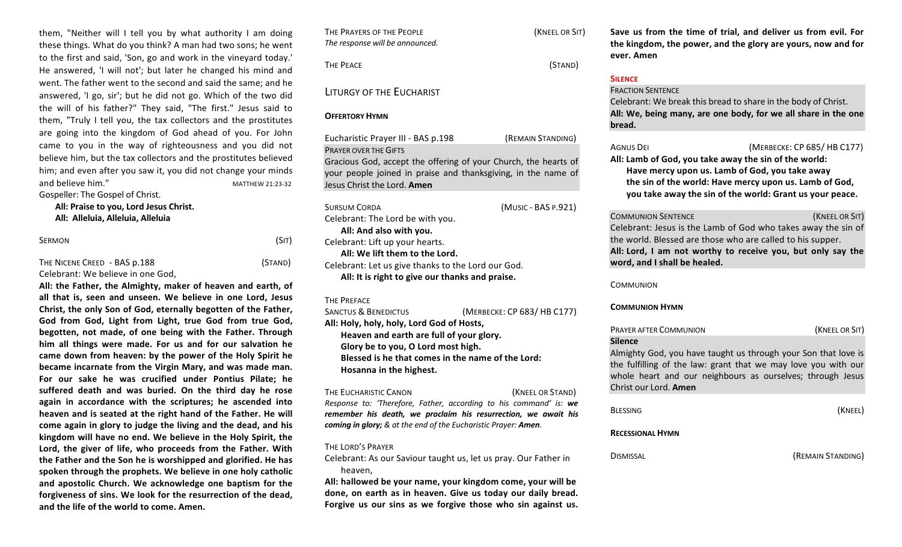them, "Neither will I tell you by what authority I am doing these things. What do you think? A man had two sons; he went to the first and said, 'Son, go and work in the vineyard today.' He answered, 'I will not'; but later he changed his mind and went. The father went to the second and said the same; and he answered, 'I go, sir'; but he did not go. Which of the two did the will of his father?" They said, "The first." Jesus said to them, "Truly I tell you, the tax collectors and the prostitutes are going into the kingdom of God ahead of you. For John came to you in the way of righteousness and you did not believe him, but the tax collectors and the prostitutes believed him; and even after you saw it, you did not change your minds and believe him." MATTHEW 21:23-32

Gospeller: The Gospel of Christ.

**All: Praise to you, Lord Jesus Christ.**
**All: Alleluia, Alleluia, Alleluia**

SERMON (SIT)

THE NICENE CREED - BAS p.188 (STAND)

Celebrant: We believe in one God,

**All: the Father, the Almighty, maker of heaven and earth, of all that is, seen and unseen. We believe in one Lord, Jesus Christ, the only Son of God, eternally begotten of the Father, God from God, Light from Light, true God from true God, begotten, not made, of one being with the Father. Through him all things were made. For us and for our salvation he came down from heaven: by the power of the Holy Spirit he became incarnate from the Virgin Mary, and was made man. For our sake he was crucified under Pontius Pilate; he suffered death and was buried. On the third day he rose again in accordance with the scriptures; he ascended into heaven and is seated at the right hand of the Father. He will come again in glory to judge the living and the dead, and his kingdom will have no end. We believe in the Holy Spirit, the Lord, the giver of life, who proceeds from the Father. With the Father and the Son he is worshipped and glorified. He has spoken through the prophets. We believe in one holy catholic and apostolic Church. We acknowledge one baptism for the forgiveness of sins. We look for the resurrection of the dead, and the life of the world to come. Amen.**

THE PRAYERS OF THE PEOPLE (KNEEL OR SIT)

*The response will be announced.*

THE PEACE (STAND)

## LITURGY OF THE EUCHARIST

**OFFERTORY HYMN**

Eucharistic Prayer III - BAS p.198 (REMAIN STANDING)

PRAYER OVER THE GIFTS

Gracious God, accept the offering of your Church, the hearts of your people joined in praise and thanksgiving, in the name of Jesus Christ the Lord. **Amen**

SURSUM CORDA (MUSIC - BAS P.921)

Celebrant: The Lord be with you.
**All: And also with you.**
Celebrant: Lift up your hearts.
**All: We lift them to the Lord.**
Celebrant: Let us give thanks to the Lord our God.
**All: It is right to give our thanks and praise.**

THE PREFACE

SANCTUS & BENEDICTUS (MERBECKE: CP 683/ HB C177)

**All: Holy, holy, holy, Lord God of Hosts,**
**Heaven and earth are full of your glory.**
**Glory be to you, O Lord most high.**
**Blessed is he that comes in the name of the Lord:**
**Hosanna in the highest.**

THE EUCHARISTIC CANON (KNEEL OR STAND)

*Response to: 'Therefore, Father, according to his command' is:* ***we remember his death, we proclaim his resurrection, we await his coming in glory;*** *& at the end of the Eucharistic Prayer:* ***Amen****.*

THE LORD'S PRAYER

Celebrant: As our Saviour taught us, let us pray. Our Father in heaven,

**All: hallowed be your name, your kingdom come, your will be done, on earth as in heaven. Give us today our daily bread. Forgive us our sins as we forgive those who sin against us. Save us from the time of trial, and deliver us from evil. For the kingdom, the power, and the glory are yours, now and for ever. Amen**

**SILENCE**

FRACTION SENTENCE

Celebrant: We break this bread to share in the body of Christ.

**All: We, being many, are one body, for we all share in the one bread.**

AGNUS DEI (MERBECKE: CP 685/ HB C177)

**All: Lamb of God, you take away the sin of the world:**
**Have mercy upon us. Lamb of God, you take away**
**the sin of the world: Have mercy upon us. Lamb of God,**
**you take away the sin of the world: Grant us your peace.**

COMMUNION SENTENCE (KNEEL OR SIT)

Celebrant: Jesus is the Lamb of God who takes away the sin of the world. Blessed are those who are called to his supper.

**All: Lord, I am not worthy to receive you, but only say the word, and I shall be healed.**

COMMUNION

**COMMUNION HYMN**

PRAYER AFTER COMMUNION (KNEEL OR SIT)

**Silence**

Almighty God, you have taught us through your Son that love is the fulfilling of the law: grant that we may love you with our whole heart and our neighbours as ourselves; through Jesus Christ our Lord. **Amen**

BLESSING (KNEEL)

**RECESSIONAL HYMN**

DISMISSAL (REMAIN STANDING)